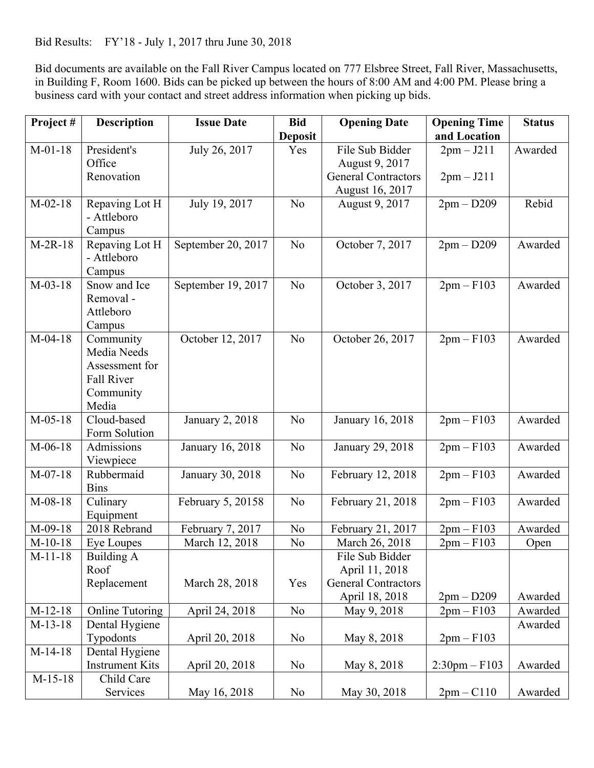Bid Results: FY'18 - July 1, 2017 thru June 30, 2018

Bid documents are available on the Fall River Campus located on 777 Elsbree Street, Fall River, Massachusetts, in Building F, Room 1600. Bids can be picked up between the hours of 8:00 AM and 4:00 PM. Please bring a business card with your contact and street address information when picking up bids.

| Project # | Description | Issue Date | Bid Deposit | Opening Date | Opening Time and Location | Status |
|---|---|---|---|---|---|---|
| M-01-18 | President's Office Renovation | July 26, 2017 | Yes | File Sub Bidder August 9, 2017 General Contractors August 16, 2017 | 2pm – J211 2pm – J211 | Awarded |
| M-02-18 | Repaving Lot H - Attleboro Campus | July 19, 2017 | No | August 9, 2017 | 2pm – D209 | Rebid |
| M-2R-18 | Repaving Lot H - Attleboro Campus | September 20, 2017 | No | October 7, 2017 | 2pm – D209 | Awarded |
| M-03-18 | Snow and Ice Removal - Attleboro Campus | September 19, 2017 | No | October 3, 2017 | 2pm – F103 | Awarded |
| M-04-18 | Community Media Needs Assessment for Fall River Community Media | October 12, 2017 | No | October 26, 2017 | 2pm – F103 | Awarded |
| M-05-18 | Cloud-based Form Solution | January 2, 2018 | No | January 16, 2018 | 2pm – F103 | Awarded |
| M-06-18 | Admissions Viewpiece | January 16, 2018 | No | January 29, 2018 | 2pm – F103 | Awarded |
| M-07-18 | Rubbermaid Bins | January 30, 2018 | No | February 12, 2018 | 2pm – F103 | Awarded |
| M-08-18 | Culinary Equipment | February 5, 20158 | No | February 21, 2018 | 2pm – F103 | Awarded |
| M-09-18 | 2018 Rebrand | February 7, 2017 | No | February 21, 2017 | 2pm – F103 | Awarded |
| M-10-18 | Eye Loupes | March 12, 2018 | No | March 26, 2018 | 2pm – F103 | Open |
| M-11-18 | Building A Roof Replacement | March 28, 2018 | Yes | File Sub Bidder April 11, 2018 General Contractors April 18, 2018 | 2pm – D209 | Awarded |
| M-12-18 | Online Tutoring | April 24, 2018 | No | May 9, 2018 | 2pm – F103 | Awarded |
| M-13-18 | Dental Hygiene Typodonts | April 20, 2018 | No | May 8, 2018 | 2pm – F103 | Awarded |
| M-14-18 | Dental Hygiene Instrument Kits | April 20, 2018 | No | May 8, 2018 | 2:30pm – F103 | Awarded |
| M-15-18 | Child Care Services | May 16, 2018 | No | May 30, 2018 | 2pm – C110 | Awarded |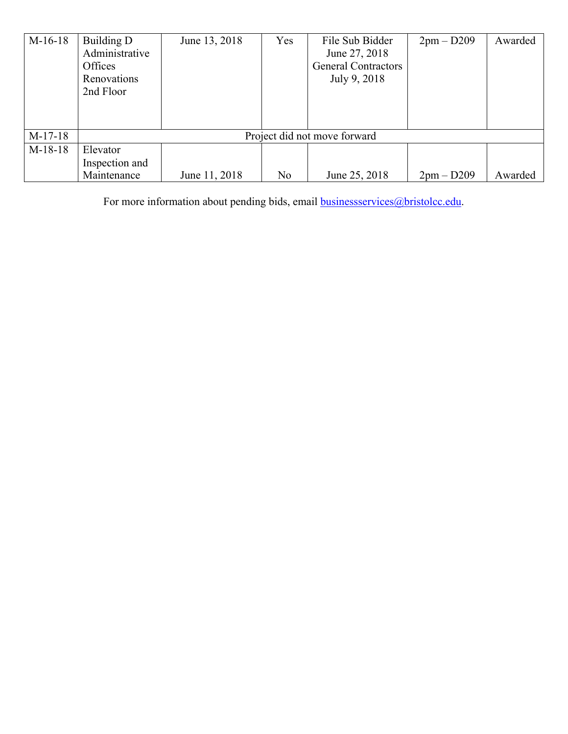| | | | | | | |
|---|---|---|---|---|---|---|
| M-16-18 | Building D Administrative Offices Renovations 2nd Floor | June 13, 2018 | Yes | File Sub Bidder June 27, 2018 General Contractors July 9, 2018 | 2pm – D209 | Awarded |
| M-17-18 | Project did not move forward | | | | | |
| M-18-18 | Elevator Inspection and Maintenance | June 11, 2018 | No | June 25, 2018 | 2pm – D209 | Awarded |

For more information about pending bids, email businessservices@bristolcc.edu.